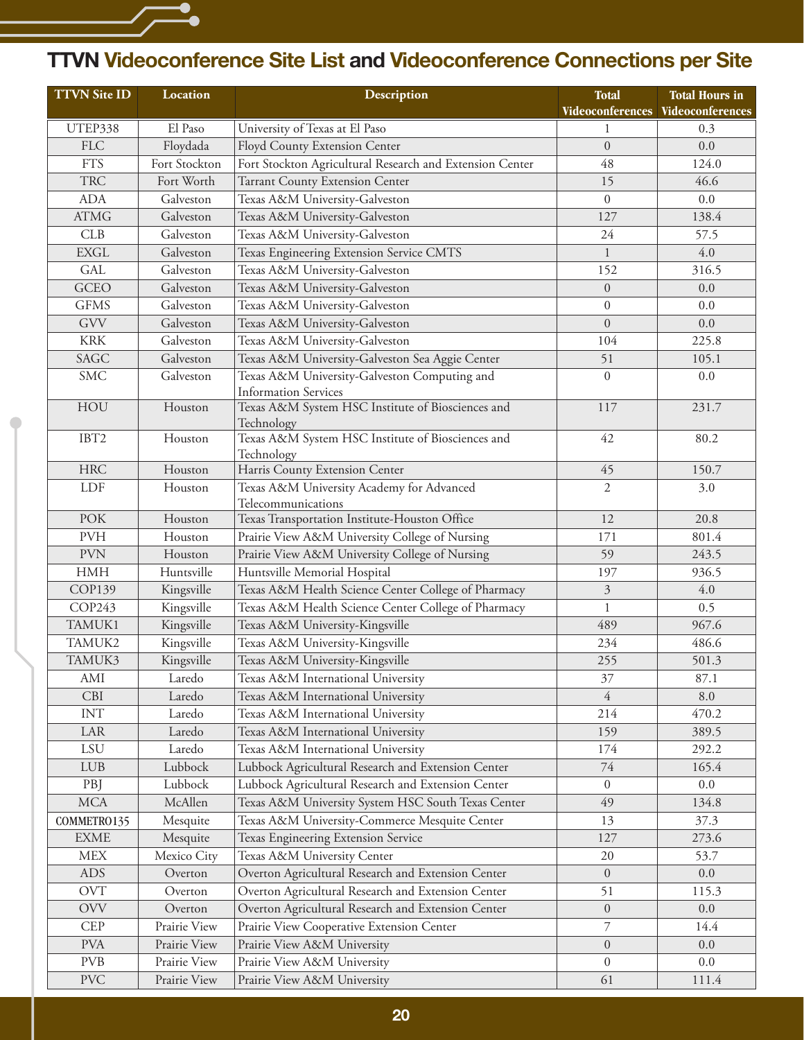# TTVN Videoconference Site List and Videoconference Connections per Site

| TTVN Site ID | Location | Description | Total Videoconferences | Total Hours in Videoconferences |
|---|---|---|---|---|
| UTEP338 | El Paso | University of Texas at El Paso | 1 | 0.3 |
| FLC | Floydada | Floyd County Extension Center | 0 | 0.0 |
| FTS | Fort Stockton | Fort Stockton Agricultural Research and Extension Center | 48 | 124.0 |
| TRC | Fort Worth | Tarrant County Extension Center | 15 | 46.6 |
| ADA | Galveston | Texas A&M University-Galveston | 0 | 0.0 |
| ATMG | Galveston | Texas A&M University-Galveston | 127 | 138.4 |
| CLB | Galveston | Texas A&M University-Galveston | 24 | 57.5 |
| EXGL | Galveston | Texas Engineering Extension Service CMTS | 1 | 4.0 |
| GAL | Galveston | Texas A&M University-Galveston | 152 | 316.5 |
| GCEO | Galveston | Texas A&M University-Galveston | 0 | 0.0 |
| GFMS | Galveston | Texas A&M University-Galveston | 0 | 0.0 |
| GVV | Galveston | Texas A&M University-Galveston | 0 | 0.0 |
| KRK | Galveston | Texas A&M University-Galveston | 104 | 225.8 |
| SAGC | Galveston | Texas A&M University-Galveston Sea Aggie Center | 51 | 105.1 |
| SMC | Galveston | Texas A&M University-Galveston Computing and Information Services | 0 | 0.0 |
| HOU | Houston | Texas A&M System HSC Institute of Biosciences and Technology | 117 | 231.7 |
| IBT2 | Houston | Texas A&M System HSC Institute of Biosciences and Technology | 42 | 80.2 |
| HRC | Houston | Harris County Extension Center | 45 | 150.7 |
| LDF | Houston | Texas A&M University Academy for Advanced Telecommunications | 2 | 3.0 |
| POK | Houston | Texas Transportation Institute-Houston Office | 12 | 20.8 |
| PVH | Houston | Prairie View A&M University College of Nursing | 171 | 801.4 |
| PVN | Houston | Prairie View A&M University College of Nursing | 59 | 243.5 |
| HMH | Huntsville | Huntsville Memorial Hospital | 197 | 936.5 |
| COP139 | Kingsville | Texas A&M Health Science Center College of Pharmacy | 3 | 4.0 |
| COP243 | Kingsville | Texas A&M Health Science Center College of Pharmacy | 1 | 0.5 |
| TAMUK1 | Kingsville | Texas A&M University-Kingsville | 489 | 967.6 |
| TAMUK2 | Kingsville | Texas A&M University-Kingsville | 234 | 486.6 |
| TAMUK3 | Kingsville | Texas A&M University-Kingsville | 255 | 501.3 |
| AMI | Laredo | Texas A&M International University | 37 | 87.1 |
| CBI | Laredo | Texas A&M International University | 4 | 8.0 |
| INT | Laredo | Texas A&M International University | 214 | 470.2 |
| LAR | Laredo | Texas A&M International University | 159 | 389.5 |
| LSU | Laredo | Texas A&M International University | 174 | 292.2 |
| LUB | Lubbock | Lubbock Agricultural Research and Extension Center | 74 | 165.4 |
| PBJ | Lubbock | Lubbock Agricultural Research and Extension Center | 0 | 0.0 |
| MCA | McAllen | Texas A&M University System HSC South Texas Center | 49 | 134.8 |
| COMMETRO135 | Mesquite | Texas A&M University-Commerce Mesquite Center | 13 | 37.3 |
| EXME | Mesquite | Texas Engineering Extension Service | 127 | 273.6 |
| MEX | Mexico City | Texas A&M University Center | 20 | 53.7 |
| ADS | Overton | Overton Agricultural Research and Extension Center | 0 | 0.0 |
| OVT | Overton | Overton Agricultural Research and Extension Center | 51 | 115.3 |
| OVV | Overton | Overton Agricultural Research and Extension Center | 0 | 0.0 |
| CEP | Prairie View | Prairie View Cooperative Extension Center | 7 | 14.4 |
| PVA | Prairie View | Prairie View A&M University | 0 | 0.0 |
| PVB | Prairie View | Prairie View A&M University | 0 | 0.0 |
| PVC | Prairie View | Prairie View A&M University | 61 | 111.4 |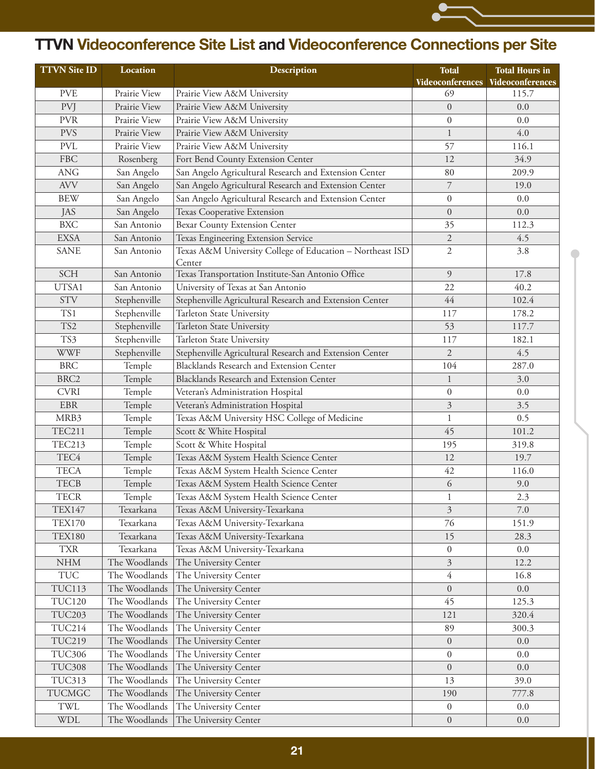# TTVN Videoconference Site List and Videoconference Connections per Site

| TTVN Site ID | Location | Description | Total Videoconferences | Total Hours in Videoconferences |
|---|---|---|---|---|
| PVE | Prairie View | Prairie View A&M University | 69 | 115.7 |
| PVJ | Prairie View | Prairie View A&M University | 0 | 0.0 |
| PVR | Prairie View | Prairie View A&M University | 0 | 0.0 |
| PVS | Prairie View | Prairie View A&M University | 1 | 4.0 |
| PVL | Prairie View | Prairie View A&M University | 57 | 116.1 |
| FBC | Rosenberg | Fort Bend County Extension Center | 12 | 34.9 |
| ANG | San Angelo | San Angelo Agricultural Research and Extension Center | 80 | 209.9 |
| AVV | San Angelo | San Angelo Agricultural Research and Extension Center | 7 | 19.0 |
| BEW | San Angelo | San Angelo Agricultural Research and Extension Center | 0 | 0.0 |
| JAS | San Angelo | Texas Cooperative Extension | 0 | 0.0 |
| BXC | San Antonio | Bexar County Extension Center | 35 | 112.3 |
| EXSA | San Antonio | Texas Engineering Extension Service | 2 | 4.5 |
| SANE | San Antonio | Texas A&M University College of Education – Northeast ISD Center | 2 | 3.8 |
| SCH | San Antonio | Texas Transportation Institute-San Antonio Office | 9 | 17.8 |
| UTSA1 | San Antonio | University of Texas at San Antonio | 22 | 40.2 |
| STV | Stephenville | Stephenville Agricultural Research and Extension Center | 44 | 102.4 |
| TS1 | Stephenville | Tarleton State University | 117 | 178.2 |
| TS2 | Stephenville | Tarleton State University | 53 | 117.7 |
| TS3 | Stephenville | Tarleton State University | 117 | 182.1 |
| WWF | Stephenville | Stephenville Agricultural Research and Extension Center | 2 | 4.5 |
| BRC | Temple | Blacklands Research and Extension Center | 104 | 287.0 |
| BRC2 | Temple | Blacklands Research and Extension Center | 1 | 3.0 |
| CVRI | Temple | Veteran's Administration Hospital | 0 | 0.0 |
| EBR | Temple | Veteran's Administration Hospital | 3 | 3.5 |
| MRB3 | Temple | Texas A&M University HSC College of Medicine | 1 | 0.5 |
| TEC211 | Temple | Scott & White Hospital | 45 | 101.2 |
| TEC213 | Temple | Scott & White Hospital | 195 | 319.8 |
| TEC4 | Temple | Texas A&M System Health Science Center | 12 | 19.7 |
| TECA | Temple | Texas A&M System Health Science Center | 42 | 116.0 |
| TECB | Temple | Texas A&M System Health Science Center | 6 | 9.0 |
| TECR | Temple | Texas A&M System Health Science Center | 1 | 2.3 |
| TEX147 | Texarkana | Texas A&M University-Texarkana | 3 | 7.0 |
| TEX170 | Texarkana | Texas A&M University-Texarkana | 76 | 151.9 |
| TEX180 | Texarkana | Texas A&M University-Texarkana | 15 | 28.3 |
| TXR | Texarkana | Texas A&M University-Texarkana | 0 | 0.0 |
| NHM | The Woodlands | The University Center | 3 | 12.2 |
| TUC | The Woodlands | The University Center | 4 | 16.8 |
| TUC113 | The Woodlands | The University Center | 0 | 0.0 |
| TUC120 | The Woodlands | The University Center | 45 | 125.3 |
| TUC203 | The Woodlands | The University Center | 121 | 320.4 |
| TUC214 | The Woodlands | The University Center | 89 | 300.3 |
| TUC219 | The Woodlands | The University Center | 0 | 0.0 |
| TUC306 | The Woodlands | The University Center | 0 | 0.0 |
| TUC308 | The Woodlands | The University Center | 0 | 0.0 |
| TUC313 | The Woodlands | The University Center | 13 | 39.0 |
| TUCMGC | The Woodlands | The University Center | 190 | 777.8 |
| TWL | The Woodlands | The University Center | 0 | 0.0 |
| WDL | The Woodlands | The University Center | 0 | 0.0 |